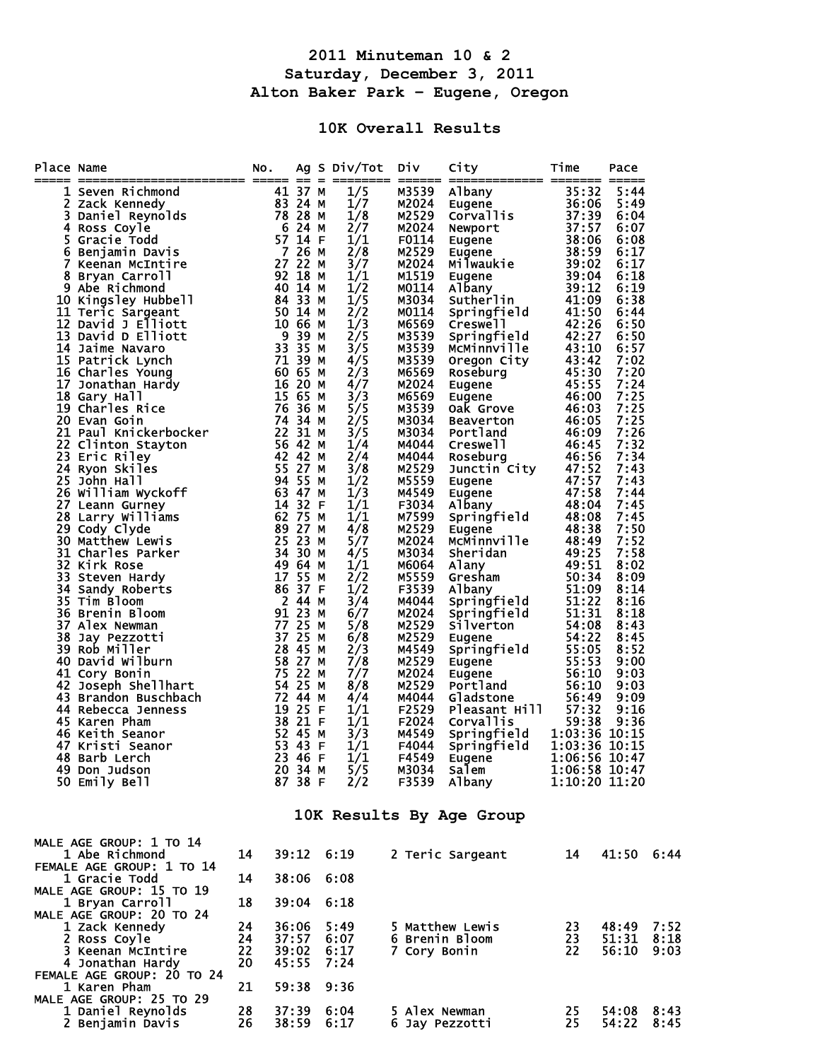# 2011 Minuteman 10 & 2

## Saturday, December 3, 2011

## Alton Baker Park - Eugene, Oregon

### 10K Overall Results

| Place | Name | No. | Ag | S | Div/Tot | Div | City | Time | Pace |
|---|---|---|---|---|---|---|---|---|---|
| 1 | Seven Richmond | 41 | 37 | M | 1/5 | M3539 | Albany | 35:32 | 5:44 |
| 2 | Zack Kennedy | 83 | 24 | M | 1/7 | M2024 | Eugene | 36:06 | 5:49 |
| 3 | Daniel Reynolds | 78 | 28 | M | 1/8 | M2529 | Corvallis | 37:39 | 6:04 |
| 4 | Ross Coyle | 6 | 24 | M | 2/7 | M2024 | Newport | 37:57 | 6:07 |
| 5 | Gracie Todd | 57 | 14 | F | 1/1 | F0114 | Eugene | 38:06 | 6:08 |
| 6 | Benjamin Davis | 7 | 26 | M | 2/8 | M2529 | Eugene | 38:59 | 6:17 |
| 7 | Keenan McIntire | 27 | 22 | M | 3/7 | M2024 | Milwaukie | 39:02 | 6:17 |
| 8 | Bryan Carroll | 92 | 18 | M | 1/1 | M1519 | Eugene | 39:04 | 6:18 |
| 9 | Abe Richmond | 40 | 14 | M | 1/2 | M0114 | Albany | 39:12 | 6:19 |
| 10 | Kingsley Hubbell | 84 | 33 | M | 1/5 | M3034 | Sutherlin | 41:09 | 6:38 |
| 11 | Teric Sargeant | 50 | 14 | M | 2/2 | M0114 | Springfield | 41:50 | 6:44 |
| 12 | David J Elliott | 10 | 66 | M | 1/3 | M6569 | Creswell | 42:26 | 6:50 |
| 13 | David D Elliott | 9 | 39 | M | 2/5 | M3539 | Springfield | 42:27 | 6:50 |
| 14 | Jaime Navaro | 33 | 35 | M | 3/5 | M3539 | McMinnville | 43:10 | 6:57 |
| 15 | Patrick Lynch | 71 | 39 | M | 4/5 | M3539 | Oregon City | 43:42 | 7:02 |
| 16 | Charles Young | 60 | 65 | M | 2/3 | M6569 | Roseburg | 45:30 | 7:20 |
| 17 | Jonathan Hardy | 16 | 20 | M | 4/7 | M2024 | Eugene | 45:55 | 7:24 |
| 18 | Gary Hall | 15 | 65 | M | 3/3 | M6569 | Eugene | 46:00 | 7:25 |
| 19 | Charles Rice | 76 | 36 | M | 5/5 | M3539 | Oak Grove | 46:03 | 7:25 |
| 20 | Evan Goin | 74 | 34 | M | 2/5 | M3034 | Beaverton | 46:05 | 7:25 |
| 21 | Paul Knickerbocker | 22 | 31 | M | 3/5 | M3034 | Portland | 46:09 | 7:26 |
| 22 | Clinton Stayton | 56 | 42 | M | 1/4 | M4044 | Creswell | 46:45 | 7:32 |
| 23 | Eric Riley | 42 | 42 | M | 2/4 | M4044 | Roseburg | 46:56 | 7:34 |
| 24 | Ryon Skiles | 55 | 27 | M | 3/8 | M2529 | Junctin City | 47:52 | 7:43 |
| 25 | John Hall | 94 | 55 | M | 1/2 | M5559 | Eugene | 47:57 | 7:43 |
| 26 | William Wyckoff | 63 | 47 | M | 1/3 | M4549 | Eugene | 47:58 | 7:44 |
| 27 | Leann Gurney | 14 | 32 | F | 1/1 | F3034 | Albany | 48:04 | 7:45 |
| 28 | Larry Williams | 62 | 75 | M | 1/1 | M7599 | Springfield | 48:08 | 7:45 |
| 29 | Cody Clyde | 89 | 27 | M | 4/8 | M2529 | Eugene | 48:38 | 7:50 |
| 30 | Matthew Lewis | 25 | 23 | M | 5/7 | M2024 | McMinnville | 48:49 | 7:52 |
| 31 | Charles Parker | 34 | 30 | M | 4/5 | M3034 | Sheridan | 49:25 | 7:58 |
| 32 | Kirk Rose | 49 | 64 | M | 1/1 | M6064 | Alany | 49:51 | 8:02 |
| 33 | Steven Hardy | 17 | 55 | M | 2/2 | M5559 | Gresham | 50:34 | 8:09 |
| 34 | Sandy Roberts | 86 | 37 | F | 1/2 | F3539 | Albany | 51:09 | 8:14 |
| 35 | Tim Bloom | 2 | 44 | M | 3/4 | M4044 | Springfield | 51:22 | 8:16 |
| 36 | Brenin Bloom | 91 | 23 | M | 6/7 | M2024 | Springfield | 51:31 | 8:18 |
| 37 | Alex Newman | 77 | 25 | M | 5/8 | M2529 | Silverton | 54:08 | 8:43 |
| 38 | Jay Pezzotti | 37 | 25 | M | 6/8 | M2529 | Eugene | 54:22 | 8:45 |
| 39 | Rob Miller | 28 | 45 | M | 2/3 | M4549 | Springfield | 55:05 | 8:52 |
| 40 | David Wilburn | 58 | 27 | M | 7/8 | M2529 | Eugene | 55:53 | 9:00 |
| 41 | Cory Bonin | 75 | 22 | M | 7/7 | M2024 | Eugene | 56:10 | 9:03 |
| 42 | Joseph Shellhart | 54 | 25 | M | 8/8 | M2529 | Portland | 56:10 | 9:03 |
| 43 | Brandon Buschbach | 72 | 44 | M | 4/4 | M4044 | Gladstone | 56:49 | 9:09 |
| 44 | Rebecca Jenness | 19 | 25 | F | 1/1 | F2529 | Pleasant Hill | 57:32 | 9:16 |
| 45 | Karen Pham | 38 | 21 | F | 1/1 | F2024 | Corvallis | 59:38 | 9:36 |
| 46 | Keith Seanor | 52 | 45 | M | 3/3 | M4549 | Springfield | 1:03:36 | 10:15 |
| 47 | Kristi Seanor | 53 | 43 | F | 1/1 | F4044 | Springfield | 1:03:36 | 10:15 |
| 48 | Barb Lerch | 23 | 46 | F | 1/1 | F4549 | Eugene | 1:06:56 | 10:47 |
| 49 | Don Judson | 20 | 34 | M | 5/5 | M3034 | Salem | 1:06:58 | 10:47 |
| 50 | Emily Bell | 87 | 38 | F | 2/2 | F3539 | Albany | 1:10:20 | 11:20 |

### 10K Results By Age Group

MALE AGE GROUP: 1 TO 14

| Place | Name | Age | Time | Pace |
|---|---|---|---|---|
| 1 | Abe Richmond | 14 | 39:12 | 6:19 |
| 2 | Teric Sargeant | 14 | 41:50 | 6:44 |

FEMALE AGE GROUP: 1 TO 14

| Place | Name | Age | Time | Pace |
|---|---|---|---|---|
| 1 | Gracie Todd | 14 | 38:06 | 6:08 |

MALE AGE GROUP: 15 TO 19

| Place | Name | Age | Time | Pace |
|---|---|---|---|---|
| 1 | Bryan Carroll | 18 | 39:04 | 6:18 |

MALE AGE GROUP: 20 TO 24

| Place | Name | Age | Time | Pace |
|---|---|---|---|---|
| 1 | Zack Kennedy | 24 | 36:06 | 5:49 |
| 2 | Ross Coyle | 24 | 37:57 | 6:07 |
| 3 | Keenan McIntire | 22 | 39:02 | 6:17 |
| 4 | Jonathan Hardy | 20 | 45:55 | 7:24 |
| 5 | Matthew Lewis | 23 | 48:49 | 7:52 |
| 6 | Brenin Bloom | 23 | 51:31 | 8:18 |
| 7 | Cory Bonin | 22 | 56:10 | 9:03 |

FEMALE AGE GROUP: 20 TO 24

| Place | Name | Age | Time | Pace |
|---|---|---|---|---|
| 1 | Karen Pham | 21 | 59:38 | 9:36 |

MALE AGE GROUP: 25 TO 29

| Place | Name | Age | Time | Pace |
|---|---|---|---|---|
| 1 | Daniel Reynolds | 28 | 37:39 | 6:04 |
| 2 | Benjamin Davis | 26 | 38:59 | 6:17 |
| 5 | Alex Newman | 25 | 54:08 | 8:43 |
| 6 | Jay Pezzotti | 25 | 54:22 | 8:45 |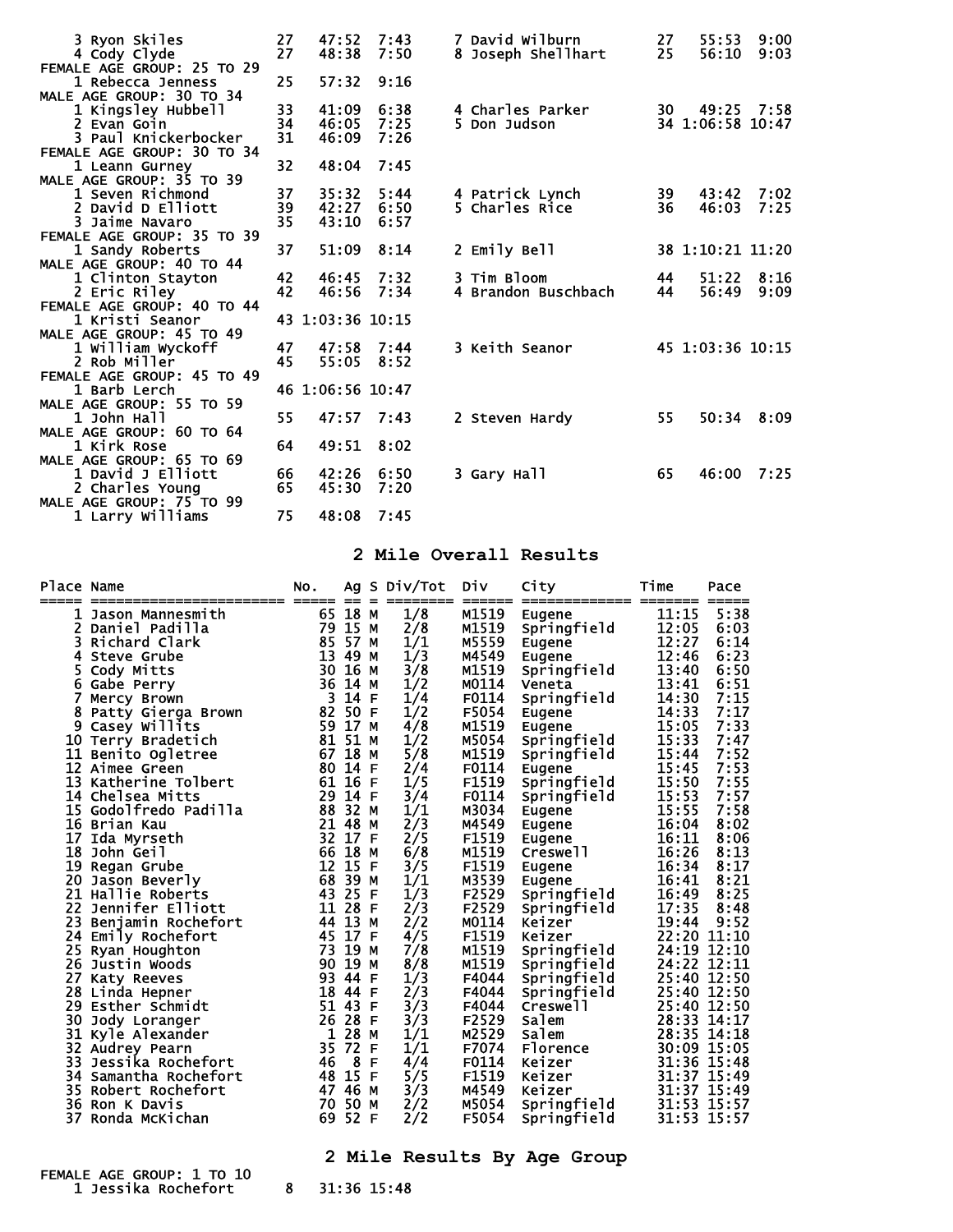```
    3 Ryon Skiles            27   47:52  7:43      7 David Wilburn          27   55:53  9:00
    4 Cody Clyde             27   48:38  7:50      8 Joseph Shellhart       25   56:10  9:03
FEMALE AGE GROUP: 25 TO 29
    1 Rebecca Jenness        25   57:32  9:16
MALE AGE GROUP: 30 TO 34
    1 Kingsley Hubbell       33   41:09  6:38      4 Charles Parker         30   49:25  7:58
    2 Evan Goin              34   46:05  7:25      5 Don Judson             34 1:06:58 10:47
    3 Paul Knickerbocker     31   46:09  7:26
FEMALE AGE GROUP: 30 TO 34
    1 Leann Gurney           32   48:04  7:45
MALE AGE GROUP: 35 TO 39
    1 Seven Richmond         37   35:32  5:44      4 Patrick Lynch          39   43:42  7:02
    2 David D Elliott        39   42:27  6:50      5 Charles Rice           36   46:03  7:25
    3 Jaime Navaro           35   43:10  6:57
FEMALE AGE GROUP: 35 TO 39
    1 Sandy Roberts          37   51:09  8:14      2 Emily Bell             38 1:10:21 11:20
MALE AGE GROUP: 40 TO 44
    1 Clinton Stayton        42   46:45  7:32      3 Tim Bloom              44   51:22  8:16
    2 Eric Riley             42   46:56  7:34      4 Brandon Buschbach      44   56:49  9:09
FEMALE AGE GROUP: 40 TO 44
    1 Kristi Seanor          43 1:03:36 10:15
MALE AGE GROUP: 45 TO 49
    1 William Wyckoff        47   47:58  7:44      3 Keith Seanor           45 1:03:36 10:15
    2 Rob Miller             45   55:05  8:52
FEMALE AGE GROUP: 45 TO 49
    1 Barb Lerch             46 1:06:56 10:47
MALE AGE GROUP: 55 TO 59
    1 John Hall              55   47:57  7:43      2 Steven Hardy           55   50:34  8:09
MALE AGE GROUP: 60 TO 64
    1 Kirk Rose              64   49:51  8:02
MALE AGE GROUP: 65 TO 69
    1 David J Elliott        66   42:26  6:50      3 Gary Hall              65   46:00  7:25
    2 Charles Young          65   45:30  7:20
MALE AGE GROUP: 75 TO 99
    1 Larry Williams         75   48:08  7:45
```

## 2 Mile Overall Results

| Place | Name | No. | Ag | S | Div/Tot | Div | City | Time | Pace |
|---|---|---|---|---|---|---|---|---|---|
| 1 | Jason Mannesmith | 65 | 18 | M | 1/8 | M1519 | Eugene | 11:15 | 5:38 |
| 2 | Daniel Padilla | 79 | 15 | M | 2/8 | M1519 | Springfield | 12:05 | 6:03 |
| 3 | Richard Clark | 85 | 57 | M | 1/1 | M5559 | Eugene | 12:27 | 6:14 |
| 4 | Steve Grube | 13 | 49 | M | 1/3 | M4549 | Eugene | 12:46 | 6:23 |
| 5 | Cody Mitts | 30 | 16 | M | 3/8 | M1519 | Springfield | 13:40 | 6:50 |
| 6 | Gabe Perry | 36 | 14 | M | 1/2 | M0114 | Veneta | 13:41 | 6:51 |
| 7 | Mercy Brown | 3 | 14 | F | 1/4 | F0114 | Springfield | 14:30 | 7:15 |
| 8 | Patty Gierga Brown | 82 | 50 | F | 1/2 | F5054 | Eugene | 14:33 | 7:17 |
| 9 | Casey Willits | 59 | 17 | M | 4/8 | M1519 | Eugene | 15:05 | 7:33 |
| 10 | Terry Bradetich | 81 | 51 | M | 1/2 | M5054 | Springfield | 15:33 | 7:47 |
| 11 | Benito Ogletree | 67 | 18 | M | 5/8 | M1519 | Springfield | 15:44 | 7:52 |
| 12 | Aimee Green | 80 | 14 | F | 2/4 | F0114 | Eugene | 15:45 | 7:53 |
| 13 | Katherine Tolbert | 61 | 16 | F | 1/5 | F1519 | Springfield | 15:50 | 7:55 |
| 14 | Chelsea Mitts | 29 | 14 | F | 3/4 | F0114 | Springfield | 15:53 | 7:57 |
| 15 | Godolfredo Padilla | 88 | 32 | M | 1/1 | M3034 | Eugene | 15:55 | 7:58 |
| 16 | Brian Kau | 21 | 48 | M | 2/3 | M4549 | Eugene | 16:04 | 8:02 |
| 17 | Ida Myrseth | 32 | 17 | F | 2/5 | F1519 | Eugene | 16:11 | 8:06 |
| 18 | John Geil | 66 | 18 | M | 6/8 | M1519 | Creswell | 16:26 | 8:13 |
| 19 | Regan Grube | 12 | 15 | F | 3/5 | F1519 | Eugene | 16:34 | 8:17 |
| 20 | Jason Beverly | 68 | 39 | M | 1/1 | M3539 | Eugene | 16:41 | 8:21 |
| 21 | Hallie Roberts | 43 | 25 | F | 1/3 | F2529 | Springfield | 16:49 | 8:25 |
| 22 | Jennifer Elliott | 11 | 28 | F | 2/3 | F2529 | Springfield | 17:35 | 8:48 |
| 23 | Benjamin Rochefort | 44 | 13 | M | 2/2 | M0114 | Keizer | 19:44 | 9:52 |
| 24 | Emily Rochefort | 45 | 17 | F | 4/5 | F1519 | Keizer | 22:20 | 11:10 |
| 25 | Ryan Houghton | 73 | 19 | M | 7/8 | M1519 | Springfield | 24:19 | 12:10 |
| 26 | Justin Woods | 90 | 19 | M | 8/8 | M1519 | Springfield | 24:22 | 12:11 |
| 27 | Katy Reeves | 93 | 44 | F | 1/3 | F4044 | Springfield | 25:40 | 12:50 |
| 28 | Linda Hepner | 18 | 44 | F | 2/3 | F4044 | Springfield | 25:40 | 12:50 |
| 29 | Esther Schmidt | 51 | 43 | F | 3/3 | F4044 | Creswell | 25:40 | 12:50 |
| 30 | Jody Loranger | 26 | 28 | F | 3/3 | F2529 | Salem | 28:33 | 14:17 |
| 31 | Kyle Alexander | 1 | 28 | M | 1/1 | M2529 | Salem | 28:35 | 14:18 |
| 32 | Audrey Pearn | 35 | 72 | F | 1/1 | F7074 | Florence | 30:09 | 15:05 |
| 33 | Jessika Rochefort | 46 | 8 | F | 4/4 | F0114 | Keizer | 31:36 | 15:48 |
| 34 | Samantha Rochefort | 48 | 15 | F | 5/5 | F1519 | Keizer | 31:37 | 15:49 |
| 35 | Robert Rochefort | 47 | 46 | M | 3/3 | M4549 | Keizer | 31:37 | 15:49 |
| 36 | Ron K Davis | 70 | 50 | M | 2/2 | M5054 | Springfield | 31:53 | 15:57 |
| 37 | Ronda McKichan | 69 | 52 | F | 2/2 | F5054 | Springfield | 31:53 | 15:57 |

## 2 Mile Results By Age Group

```
FEMALE AGE GROUP: 1 TO 10
    1 Jessika Rochefort       8   31:36 15:48
```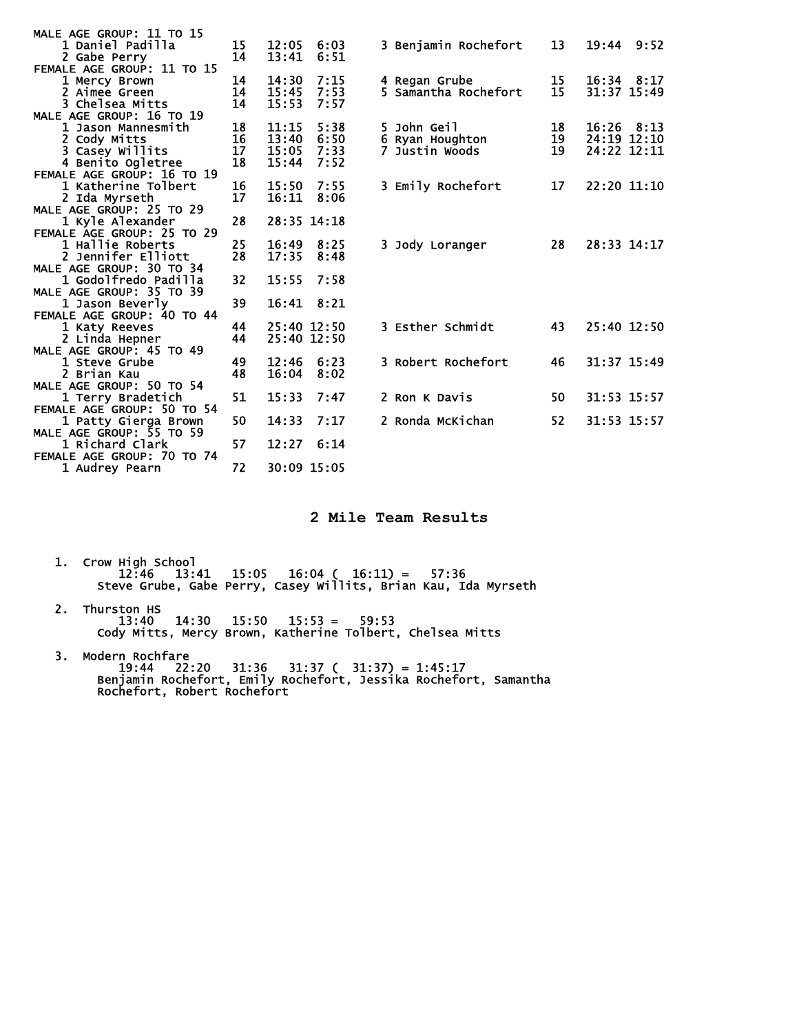MALE AGE GROUP: 11 TO 15

| | | | | |
|---|---|---|---|---|
| 1 Daniel Padilla | 15 | 12:05 | 6:03 | |
| 2 Gabe Perry | 14 | 13:41 | 6:51 | |
| 3 Benjamin Rochefort | 13 | 19:44 | 9:52 | |

FEMALE AGE GROUP: 11 TO 15

| | | | |
|---|---|---|---|
| 1 Mercy Brown | 14 | 14:30 | 7:15 |
| 2 Aimee Green | 14 | 15:45 | 7:53 |
| 3 Chelsea Mitts | 14 | 15:53 | 7:57 |
| 4 Regan Grube | 15 | 16:34 | 8:17 |
| 5 Samantha Rochefort | 15 | 31:37 | 15:49 |

MALE AGE GROUP: 16 TO 19

| | | | |
|---|---|---|---|
| 1 Jason Mannesmith | 18 | 11:15 | 5:38 |
| 2 Cody Mitts | 16 | 13:40 | 6:50 |
| 3 Casey Willits | 17 | 15:05 | 7:33 |
| 4 Benito Ogletree | 18 | 15:44 | 7:52 |
| 5 John Geil | 18 | 16:26 | 8:13 |
| 6 Ryan Houghton | 19 | 24:19 | 12:10 |
| 7 Justin Woods | 19 | 24:22 | 12:11 |

FEMALE AGE GROUP: 16 TO 19

| | | | |
|---|---|---|---|
| 1 Katherine Tolbert | 16 | 15:50 | 7:55 |
| 2 Ida Myrseth | 17 | 16:11 | 8:06 |
| 3 Emily Rochefort | 17 | 22:20 | 11:10 |

MALE AGE GROUP: 25 TO 29

| | | | |
|---|---|---|---|
| 1 Kyle Alexander | 28 | 28:35 | 14:18 |

FEMALE AGE GROUP: 25 TO 29

| | | | |
|---|---|---|---|
| 1 Hallie Roberts | 25 | 16:49 | 8:25 |
| 2 Jennifer Elliott | 28 | 17:35 | 8:48 |
| 3 Jody Loranger | 28 | 28:33 | 14:17 |

MALE AGE GROUP: 30 TO 34

| | | | |
|---|---|---|---|
| 1 Godolfredo Padilla | 32 | 15:55 | 7:58 |

MALE AGE GROUP: 35 TO 39

| | | | |
|---|---|---|---|
| 1 Jason Beverly | 39 | 16:41 | 8:21 |

FEMALE AGE GROUP: 40 TO 44

| | | | |
|---|---|---|---|
| 1 Katy Reeves | 44 | 25:40 | 12:50 |
| 2 Linda Hepner | 44 | 25:40 | 12:50 |
| 3 Esther Schmidt | 43 | 25:40 | 12:50 |

MALE AGE GROUP: 45 TO 49

| | | | |
|---|---|---|---|
| 1 Steve Grube | 49 | 12:46 | 6:23 |
| 2 Brian Kau | 48 | 16:04 | 8:02 |
| 3 Robert Rochefort | 46 | 31:37 | 15:49 |

MALE AGE GROUP: 50 TO 54

| | | | |
|---|---|---|---|
| 1 Terry Bradetich | 51 | 15:33 | 7:47 |
| 2 Ron K Davis | 50 | 31:53 | 15:57 |

FEMALE AGE GROUP: 50 TO 54

| | | | |
|---|---|---|---|
| 1 Patty Gierga Brown | 50 | 14:33 | 7:17 |
| 2 Ronda McKichan | 52 | 31:53 | 15:57 |

MALE AGE GROUP: 55 TO 59

| | | | |
|---|---|---|---|
| 1 Richard Clark | 57 | 12:27 | 6:14 |

FEMALE AGE GROUP: 70 TO 74

| | | | |
|---|---|---|---|
| 1 Audrey Pearn | 72 | 30:09 | 15:05 |

## 2 Mile Team Results

1. Crow High School
   12:46 13:41 15:05 16:04 ( 16:11) = 57:36
   Steve Grube, Gabe Perry, Casey Willits, Brian Kau, Ida Myrseth

2. Thurston HS
   13:40 14:30 15:50 15:53 = 59:53
   Cody Mitts, Mercy Brown, Katherine Tolbert, Chelsea Mitts

3. Modern Rochfare
   19:44 22:20 31:36 31:37 ( 31:37) = 1:45:17
   Benjamin Rochefort, Emily Rochefort, Jessika Rochefort, Samantha Rochefort, Robert Rochefort